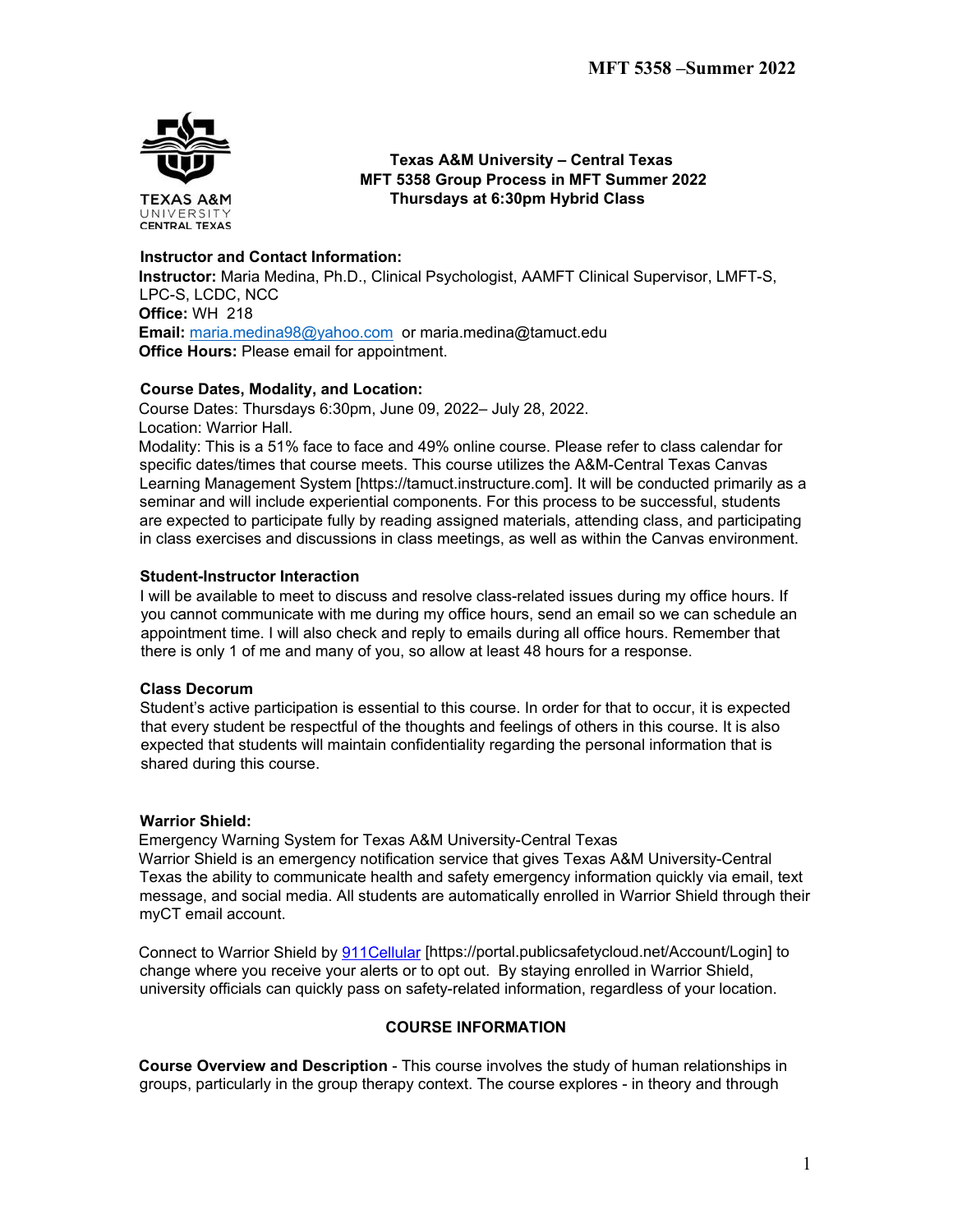**Texas A&M University – Central Texas**
**MFT 5358 Group Process in MFT Summer 2022**
**Thursdays at 6:30pm Hybrid Class**

TEXAS A&M UNIVERSITY CENTRAL TEXAS

### Instructor and Contact Information:

**Instructor:** Maria Medina, Ph.D., Clinical Psychologist, AAMFT Clinical Supervisor, LMFT-S, LPC-S, LCDC, NCC
**Office:** WH 218
**Email:** maria.medina98@yahoo.com or maria.medina@tamuct.edu
**Office Hours:** Please email for appointment.

### Course Dates, Modality, and Location:

Course Dates: Thursdays 6:30pm, June 09, 2022– July 28, 2022.
Location: Warrior Hall.
Modality: This is a 51% face to face and 49% online course. Please refer to class calendar for specific dates/times that course meets. This course utilizes the A&M-Central Texas Canvas Learning Management System [https://tamuct.instructure.com]. It will be conducted primarily as a seminar and will include experiential components. For this process to be successful, students are expected to participate fully by reading assigned materials, attending class, and participating in class exercises and discussions in class meetings, as well as within the Canvas environment.

### Student-Instructor Interaction

I will be available to meet to discuss and resolve class-related issues during my office hours. If you cannot communicate with me during my office hours, send an email so we can schedule an appointment time. I will also check and reply to emails during all office hours. Remember that there is only 1 of me and many of you, so allow at least 48 hours for a response.

### Class Decorum

Student's active participation is essential to this course. In order for that to occur, it is expected that every student be respectful of the thoughts and feelings of others in this course. It is also expected that students will maintain confidentiality regarding the personal information that is shared during this course.

### Warrior Shield:

Emergency Warning System for Texas A&M University-Central Texas
Warrior Shield is an emergency notification service that gives Texas A&M University-Central Texas the ability to communicate health and safety emergency information quickly via email, text message, and social media. All students are automatically enrolled in Warrior Shield through their myCT email account.

Connect to Warrior Shield by 911Cellular [https://portal.publicsafetycloud.net/Account/Login] to change where you receive your alerts or to opt out. By staying enrolled in Warrior Shield, university officials can quickly pass on safety-related information, regardless of your location.

## COURSE INFORMATION

**Course Overview and Description** - This course involves the study of human relationships in groups, particularly in the group therapy context. The course explores - in theory and through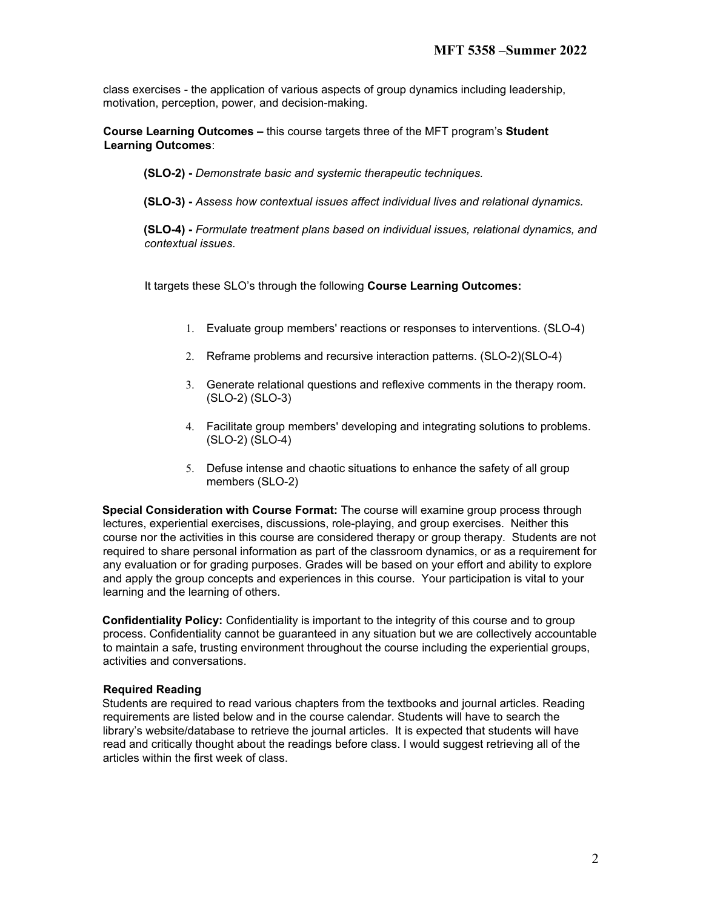class exercises - the application of various aspects of group dynamics including leadership, motivation, perception, power, and decision-making.

**Course Learning Outcomes –** this course targets three of the MFT program's **Student Learning Outcomes**:

> **(SLO-2) -** *Demonstrate basic and systemic therapeutic techniques.*
>
> **(SLO-3) -** *Assess how contextual issues affect individual lives and relational dynamics.*
>
> **(SLO-4) -** *Formulate treatment plans based on individual issues, relational dynamics, and contextual issues.*

It targets these SLO's through the following **Course Learning Outcomes:**

1. Evaluate group members' reactions or responses to interventions. (SLO-4)
2. Reframe problems and recursive interaction patterns. (SLO-2)(SLO-4)
3. Generate relational questions and reflexive comments in the therapy room. (SLO-2) (SLO-3)
4. Facilitate group members' developing and integrating solutions to problems. (SLO-2) (SLO-4)
5. Defuse intense and chaotic situations to enhance the safety of all group members (SLO-2)

**Special Consideration with Course Format:** The course will examine group process through lectures, experiential exercises, discussions, role-playing, and group exercises. Neither this course nor the activities in this course are considered therapy or group therapy. Students are not required to share personal information as part of the classroom dynamics, or as a requirement for any evaluation or for grading purposes. Grades will be based on your effort and ability to explore and apply the group concepts and experiences in this course. Your participation is vital to your learning and the learning of others.

**Confidentiality Policy:** Confidentiality is important to the integrity of this course and to group process. Confidentiality cannot be guaranteed in any situation but we are collectively accountable to maintain a safe, trusting environment throughout the course including the experiential groups, activities and conversations.

**Required Reading**

Students are required to read various chapters from the textbooks and journal articles. Reading requirements are listed below and in the course calendar. Students will have to search the library's website/database to retrieve the journal articles. It is expected that students will have read and critically thought about the readings before class. I would suggest retrieving all of the articles within the first week of class.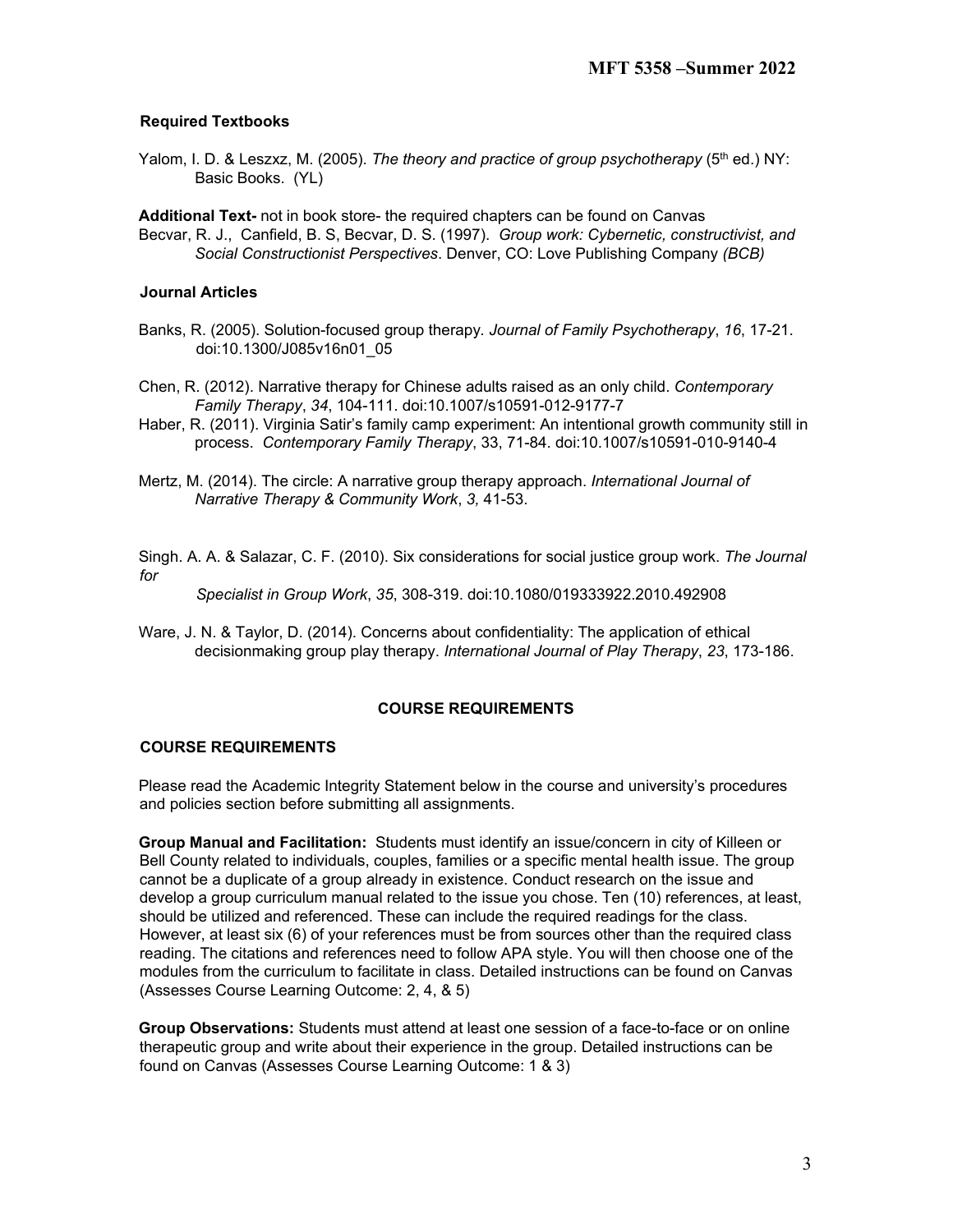## Required Textbooks

Yalom, I. D. & Leszxz, M. (2005). *The theory and practice of group psychotherapy* (5th ed.) NY: Basic Books. (YL)

**Additional Text-** not in book store- the required chapters can be found on Canvas
Becvar, R. J., Canfield, B. S, Becvar, D. S. (1997). *Group work: Cybernetic, constructivist, and Social Constructionist Perspectives*. Denver, CO: Love Publishing Company *(BCB)*

## Journal Articles

Banks, R. (2005). Solution-focused group therapy. *Journal of Family Psychotherapy*, *16*, 17-21. doi:10.1300/J085v16n01_05

Chen, R. (2012). Narrative therapy for Chinese adults raised as an only child. *Contemporary Family Therapy*, *34*, 104-111. doi:10.1007/s10591-012-9177-7

Haber, R. (2011). Virginia Satir's family camp experiment: An intentional growth community still in process. *Contemporary Family Therapy*, 33, 71-84. doi:10.1007/s10591-010-9140-4

Mertz, M. (2014). The circle: A narrative group therapy approach. *International Journal of Narrative Therapy & Community Work*, *3,* 41-53.

Singh. A. A. & Salazar, C. F. (2010). Six considerations for social justice group work. *The Journal for Specialist in Group Work*, *35*, 308-319. doi:10.1080/019333922.2010.492908

Ware, J. N. & Taylor, D. (2014). Concerns about confidentiality: The application of ethical decisionmaking group play therapy. *International Journal of Play Therapy*, *23*, 173-186.

## COURSE REQUIREMENTS

### COURSE REQUIREMENTS

Please read the Academic Integrity Statement below in the course and university's procedures and policies section before submitting all assignments.

**Group Manual and Facilitation:** Students must identify an issue/concern in city of Killeen or Bell County related to individuals, couples, families or a specific mental health issue. The group cannot be a duplicate of a group already in existence. Conduct research on the issue and develop a group curriculum manual related to the issue you chose. Ten (10) references, at least, should be utilized and referenced. These can include the required readings for the class. However, at least six (6) of your references must be from sources other than the required class reading. The citations and references need to follow APA style. You will then choose one of the modules from the curriculum to facilitate in class. Detailed instructions can be found on Canvas (Assesses Course Learning Outcome: 2, 4, & 5)

**Group Observations:** Students must attend at least one session of a face-to-face or on online therapeutic group and write about their experience in the group. Detailed instructions can be found on Canvas (Assesses Course Learning Outcome: 1 & 3)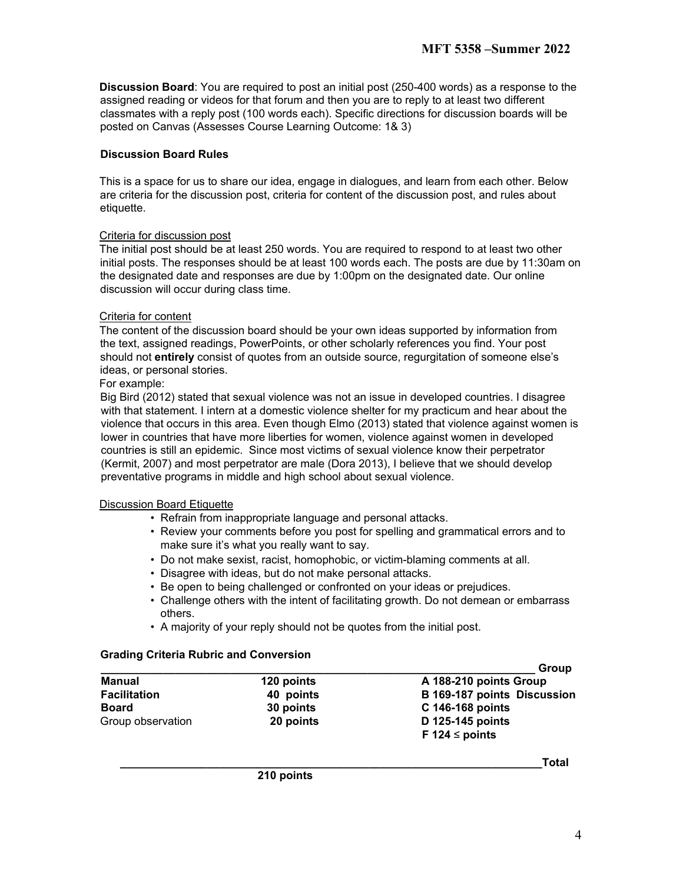**Discussion Board**: You are required to post an initial post (250-400 words) as a response to the assigned reading or videos for that forum and then you are to reply to at least two different classmates with a reply post (100 words each). Specific directions for discussion boards will be posted on Canvas (Assesses Course Learning Outcome: 1& 3)

### Discussion Board Rules

This is a space for us to share our idea, engage in dialogues, and learn from each other. Below are criteria for the discussion post, criteria for content of the discussion post, and rules about etiquette.

<u>Criteria for discussion post</u>

The initial post should be at least 250 words. You are required to respond to at least two other initial posts. The responses should be at least 100 words each. The posts are due by 11:30am on the designated date and responses are due by 1:00pm on the designated date. Our online discussion will occur during class time.

<u>Criteria for content</u>

The content of the discussion board should be your own ideas supported by information from the text, assigned readings, PowerPoints, or other scholarly references you find. Your post should not **entirely** consist of quotes from an outside source, regurgitation of someone else's ideas, or personal stories.

For example:

Big Bird (2012) stated that sexual violence was not an issue in developed countries. I disagree with that statement. I intern at a domestic violence shelter for my practicum and hear about the violence that occurs in this area. Even though Elmo (2013) stated that violence against women is lower in countries that have more liberties for women, violence against women in developed countries is still an epidemic. Since most victims of sexual violence know their perpetrator (Kermit, 2007) and most perpetrator are male (Dora 2013), I believe that we should develop preventative programs in middle and high school about sexual violence.

<u>Discussion Board Etiquette</u>

- Refrain from inappropriate language and personal attacks.
- Review your comments before you post for spelling and grammatical errors and to make sure it's what you really want to say.
- Do not make sexist, racist, homophobic, or victim-blaming comments at all.
- Disagree with ideas, but do not make personal attacks.
- Be open to being challenged or confronted on your ideas or prejudices.
- Challenge others with the intent of facilitating growth. Do not demean or embarrass others.
- A majority of your reply should not be quotes from the initial post.

### Grading Criteria Rubric and Conversion

| | | Group |
|---|---|---|
| **Manual** | **120 points** | **A 188-210 points Group** |
| **Facilitation** | **40 points** | **B 169-187 points Discussion** |
| **Board** | **30 points** | **C 146-168 points** |
| Group observation | **20 points** | **D 125-145 points** |
| | | **F 124 ≤ points** |
| | | **Total** |
| | **210 points** | |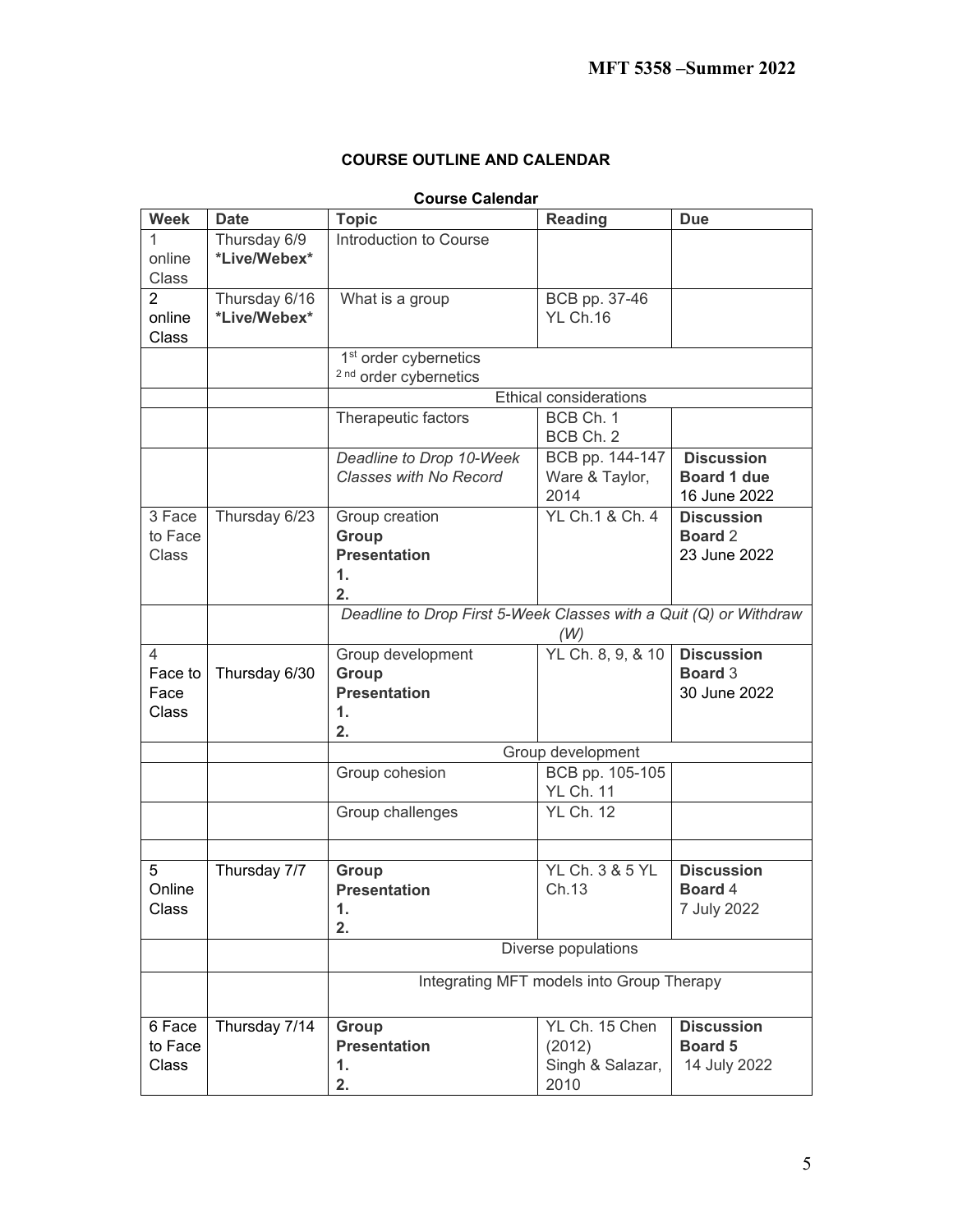**COURSE OUTLINE AND CALENDAR**

**Course Calendar**

| Week | Date | Topic | Reading | Due |
|---|---|---|---|---|
| 1 online Class | Thursday 6/9 ***Live/Webex*** | Introduction to Course | | |
| 2 online Class | Thursday 6/16 ***Live/Webex*** | What is a group | BCB pp. 37-46 YL Ch.16 | |
| | | 1st order cybernetics 2 nd order cybernetics | | |
| | | Ethical considerations | | |
| | | Therapeutic factors | BCB Ch. 1 BCB Ch. 2 | |
| | | *Deadline to Drop 10-Week Classes with No Record* | BCB pp. 144-147 Ware & Taylor, 2014 | **Discussion Board 1 due** 16 June 2022 |
| 3 Face to Face Class | Thursday 6/23 | Group creation **Group Presentation** **1.** **2.** | YL Ch.1 & Ch. 4 | **Discussion Board** 2 23 June 2022 |
| | | *Deadline to Drop First 5-Week Classes with a Quit (Q) or Withdraw (W)* | | |
| 4 Face to Face Class | Thursday 6/30 | Group development **Group Presentation** **1.** **2.** | YL Ch. 8, 9, & 10 | **Discussion Board** 3 30 June 2022 |
| | | Group development | | |
| | | Group cohesion | BCB pp. 105-105 YL Ch. 11 | |
| | | Group challenges | YL Ch. 12 | |
| | | | | |
| 5 Online Class | Thursday 7/7 | **Group Presentation** **1.** **2.** | YL Ch. 3 & 5 YL Ch.13 | **Discussion Board** 4 7 July 2022 |
| | | Diverse populations | | |
| | | Integrating MFT models into Group Therapy | | |
| 6 Face to Face Class | Thursday 7/14 | **Group Presentation** **1.** **2.** | YL Ch. 15 Chen (2012) Singh & Salazar, 2010 | **Discussion Board 5** 14 July 2022 |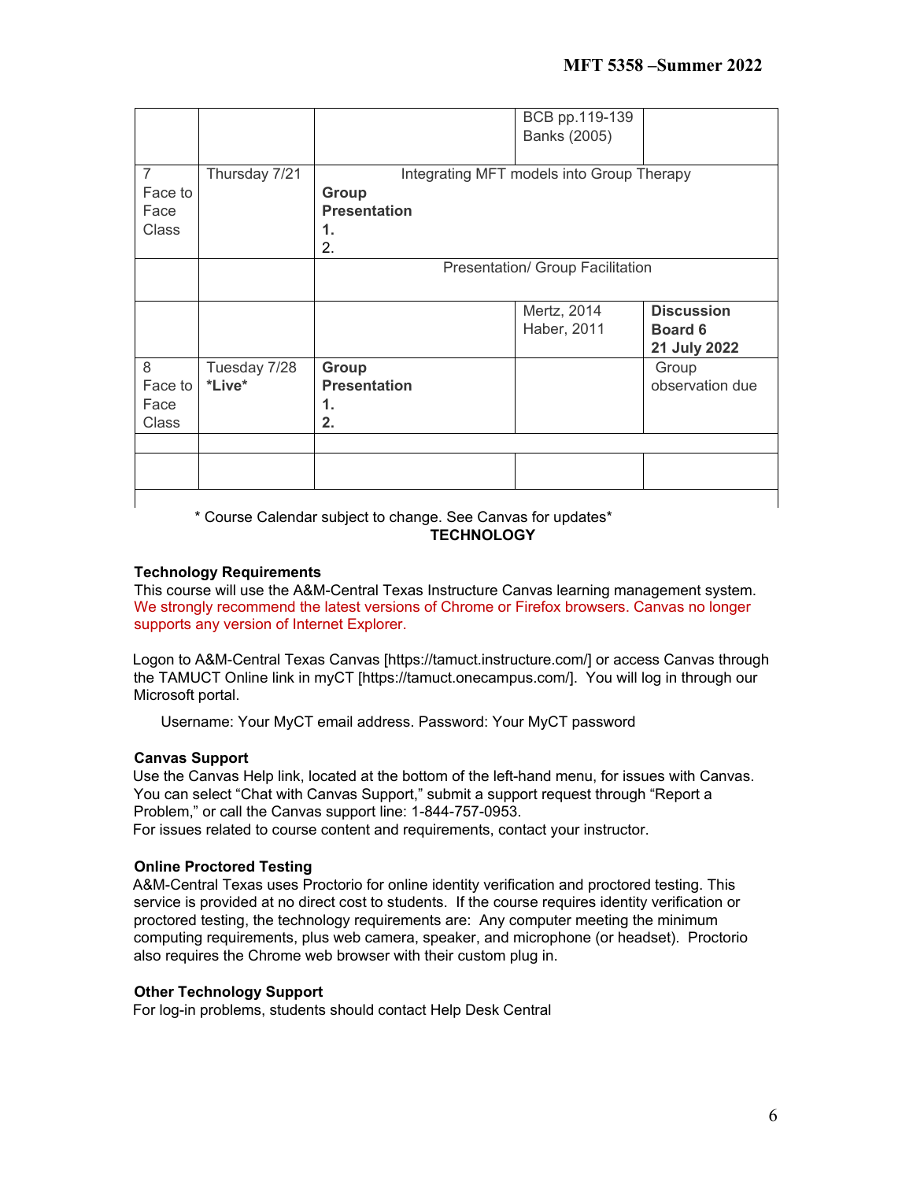| | | | | |
|---|---|---|---|---|
| | | | BCB pp.119-139<br>Banks (2005) | |
| 7<br>Face to Face Class | Thursday 7/21 | Integrating MFT models into Group Therapy<br>**Group Presentation**<br>**1.**<br>2. | | |
| | | Presentation/ Group Facilitation | | |
| | | | Mertz, 2014<br>Haber, 2011 | **Discussion Board 6**<br>**21 July 2022** |
| 8<br>Face to Face Class | Tuesday 7/28<br>**\*Live\*** | **Group Presentation**<br>**1.**<br>**2.** | | Group observation due |
| | | | | |
| | | | | |

\* Course Calendar subject to change. See Canvas for updates\*

**TECHNOLOGY**

**Technology Requirements**

This course will use the A&M-Central Texas Instructure Canvas learning management system. We strongly recommend the latest versions of Chrome or Firefox browsers. Canvas no longer supports any version of Internet Explorer.

Logon to A&M-Central Texas Canvas [https://tamuct.instructure.com/] or access Canvas through the TAMUCT Online link in myCT [https://tamuct.onecampus.com/]. You will log in through our Microsoft portal.

Username: Your MyCT email address. Password: Your MyCT password

**Canvas Support**

Use the Canvas Help link, located at the bottom of the left-hand menu, for issues with Canvas. You can select "Chat with Canvas Support," submit a support request through "Report a Problem," or call the Canvas support line: 1-844-757-0953.
For issues related to course content and requirements, contact your instructor.

**Online Proctored Testing**

A&M-Central Texas uses Proctorio for online identity verification and proctored testing. This service is provided at no direct cost to students. If the course requires identity verification or proctored testing, the technology requirements are: Any computer meeting the minimum computing requirements, plus web camera, speaker, and microphone (or headset). Proctorio also requires the Chrome web browser with their custom plug in.

**Other Technology Support**

For log-in problems, students should contact Help Desk Central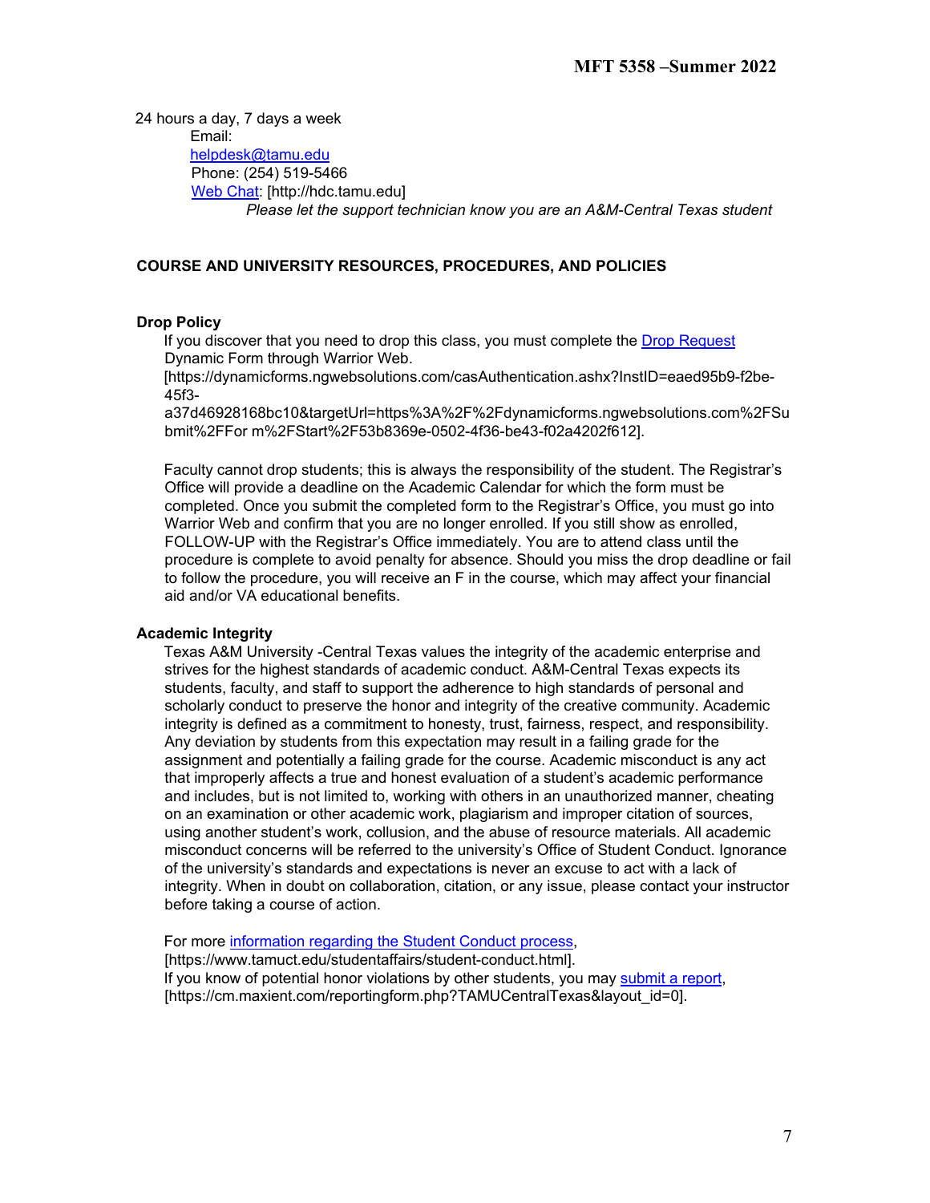24 hours a day, 7 days a week

Email:
[helpdesk@tamu.edu](mailto:helpdesk@tamu.edu)
Phone: (254) 519-5466
Web Chat: [http://hdc.tamu.edu]
*Please let the support technician know you are an A&M-Central Texas student*

### COURSE AND UNIVERSITY RESOURCES, PROCEDURES, AND POLICIES

**Drop Policy**

If you discover that you need to drop this class, you must complete the Drop Request Dynamic Form through Warrior Web.
[https://dynamicforms.ngwebsolutions.com/casAuthentication.ashx?InstID=eaed95b9-f2be-45f3-a37d46928168bc10&targetUrl=https%3A%2F%2Fdynamicforms.ngwebsolutions.com%2FSubmit%2FFor m%2FStart%2F53b8369e-0502-4f36-be43-f02a4202f612].

Faculty cannot drop students; this is always the responsibility of the student. The Registrar's Office will provide a deadline on the Academic Calendar for which the form must be completed. Once you submit the completed form to the Registrar's Office, you must go into Warrior Web and confirm that you are no longer enrolled. If you still show as enrolled, FOLLOW-UP with the Registrar's Office immediately. You are to attend class until the procedure is complete to avoid penalty for absence. Should you miss the drop deadline or fail to follow the procedure, you will receive an F in the course, which may affect your financial aid and/or VA educational benefits.

**Academic Integrity**

Texas A&M University -Central Texas values the integrity of the academic enterprise and strives for the highest standards of academic conduct. A&M-Central Texas expects its students, faculty, and staff to support the adherence to high standards of personal and scholarly conduct to preserve the honor and integrity of the creative community. Academic integrity is defined as a commitment to honesty, trust, fairness, respect, and responsibility. Any deviation by students from this expectation may result in a failing grade for the assignment and potentially a failing grade for the course. Academic misconduct is any act that improperly affects a true and honest evaluation of a student's academic performance and includes, but is not limited to, working with others in an unauthorized manner, cheating on an examination or other academic work, plagiarism and improper citation of sources, using another student's work, collusion, and the abuse of resource materials. All academic misconduct concerns will be referred to the university's Office of Student Conduct. Ignorance of the university's standards and expectations is never an excuse to act with a lack of integrity. When in doubt on collaboration, citation, or any issue, please contact your instructor before taking a course of action.

For more information regarding the Student Conduct process,
[https://www.tamuct.edu/studentaffairs/student-conduct.html].
If you know of potential honor violations by other students, you may submit a report,
[https://cm.maxient.com/reportingform.php?TAMUCentralTexas&layout_id=0].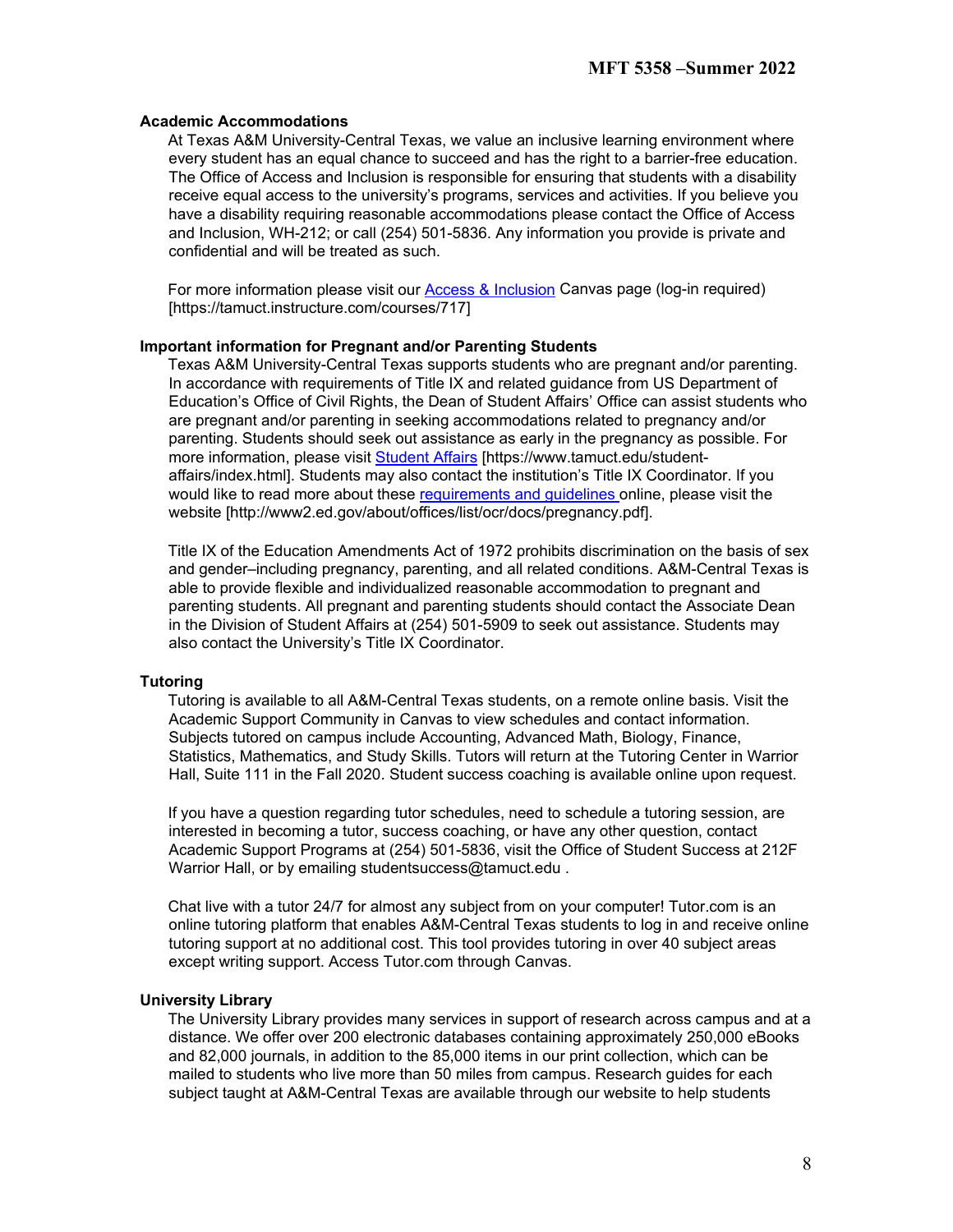### Academic Accommodations

At Texas A&M University-Central Texas, we value an inclusive learning environment where every student has an equal chance to succeed and has the right to a barrier-free education. The Office of Access and Inclusion is responsible for ensuring that students with a disability receive equal access to the university's programs, services and activities. If you believe you have a disability requiring reasonable accommodations please contact the Office of Access and Inclusion, WH-212; or call (254) 501-5836. Any information you provide is private and confidential and will be treated as such.

For more information please visit our Access & Inclusion Canvas page (log-in required) [https://tamuct.instructure.com/courses/717]

### Important information for Pregnant and/or Parenting Students

Texas A&M University-Central Texas supports students who are pregnant and/or parenting. In accordance with requirements of Title IX and related guidance from US Department of Education's Office of Civil Rights, the Dean of Student Affairs' Office can assist students who are pregnant and/or parenting in seeking accommodations related to pregnancy and/or parenting. Students should seek out assistance as early in the pregnancy as possible. For more information, please visit Student Affairs [https://www.tamuct.edu/student-affairs/index.html]. Students may also contact the institution's Title IX Coordinator. If you would like to read more about these requirements and guidelines online, please visit the website [http://www2.ed.gov/about/offices/list/ocr/docs/pregnancy.pdf].

Title IX of the Education Amendments Act of 1972 prohibits discrimination on the basis of sex and gender–including pregnancy, parenting, and all related conditions. A&M-Central Texas is able to provide flexible and individualized reasonable accommodation to pregnant and parenting students. All pregnant and parenting students should contact the Associate Dean in the Division of Student Affairs at (254) 501-5909 to seek out assistance. Students may also contact the University's Title IX Coordinator.

### Tutoring

Tutoring is available to all A&M-Central Texas students, on a remote online basis. Visit the Academic Support Community in Canvas to view schedules and contact information. Subjects tutored on campus include Accounting, Advanced Math, Biology, Finance, Statistics, Mathematics, and Study Skills. Tutors will return at the Tutoring Center in Warrior Hall, Suite 111 in the Fall 2020. Student success coaching is available online upon request.

If you have a question regarding tutor schedules, need to schedule a tutoring session, are interested in becoming a tutor, success coaching, or have any other question, contact Academic Support Programs at (254) 501-5836, visit the Office of Student Success at 212F Warrior Hall, or by emailing studentsuccess@tamuct.edu .

Chat live with a tutor 24/7 for almost any subject from on your computer! Tutor.com is an online tutoring platform that enables A&M-Central Texas students to log in and receive online tutoring support at no additional cost. This tool provides tutoring in over 40 subject areas except writing support. Access Tutor.com through Canvas.

### University Library

The University Library provides many services in support of research across campus and at a distance. We offer over 200 electronic databases containing approximately 250,000 eBooks and 82,000 journals, in addition to the 85,000 items in our print collection, which can be mailed to students who live more than 50 miles from campus. Research guides for each subject taught at A&M-Central Texas are available through our website to help students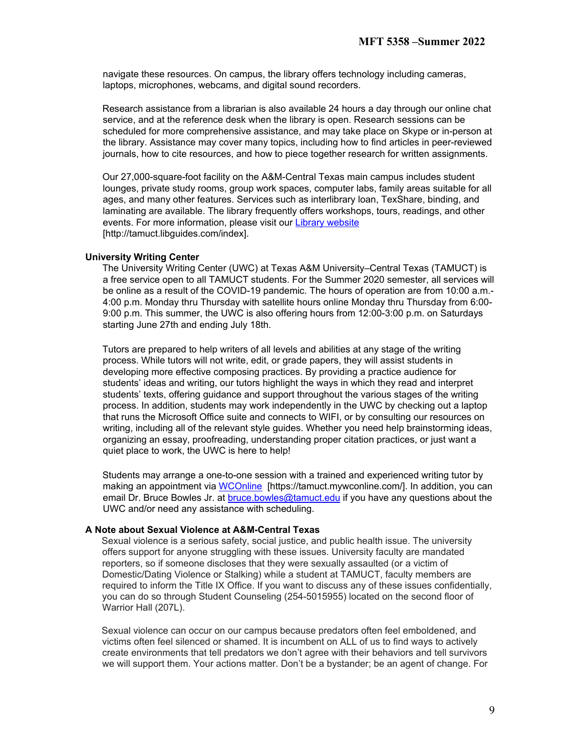navigate these resources. On campus, the library offers technology including cameras, laptops, microphones, webcams, and digital sound recorders.

Research assistance from a librarian is also available 24 hours a day through our online chat service, and at the reference desk when the library is open. Research sessions can be scheduled for more comprehensive assistance, and may take place on Skype or in-person at the library. Assistance may cover many topics, including how to find articles in peer-reviewed journals, how to cite resources, and how to piece together research for written assignments.

Our 27,000-square-foot facility on the A&M-Central Texas main campus includes student lounges, private study rooms, group work spaces, computer labs, family areas suitable for all ages, and many other features. Services such as interlibrary loan, TexShare, binding, and laminating are available. The library frequently offers workshops, tours, readings, and other events. For more information, please visit our [Library website](http://tamuct.libguides.com/index) [http://tamuct.libguides.com/index].

**University Writing Center**

The University Writing Center (UWC) at Texas A&M University–Central Texas (TAMUCT) is a free service open to all TAMUCT students. For the Summer 2020 semester, all services will be online as a result of the COVID-19 pandemic. The hours of operation are from 10:00 a.m.-4:00 p.m. Monday thru Thursday with satellite hours online Monday thru Thursday from 6:00-9:00 p.m. This summer, the UWC is also offering hours from 12:00-3:00 p.m. on Saturdays starting June 27th and ending July 18th.

Tutors are prepared to help writers of all levels and abilities at any stage of the writing process. While tutors will not write, edit, or grade papers, they will assist students in developing more effective composing practices. By providing a practice audience for students' ideas and writing, our tutors highlight the ways in which they read and interpret students' texts, offering guidance and support throughout the various stages of the writing process. In addition, students may work independently in the UWC by checking out a laptop that runs the Microsoft Office suite and connects to WIFI, or by consulting our resources on writing, including all of the relevant style guides. Whether you need help brainstorming ideas, organizing an essay, proofreading, understanding proper citation practices, or just want a quiet place to work, the UWC is here to help!

Students may arrange a one-to-one session with a trained and experienced writing tutor by making an appointment via [WCOnline](https://tamuct.mywconline.com/) [https://tamuct.mywconline.com/]. In addition, you can email Dr. Bruce Bowles Jr. at [bruce.bowles@tamuct.edu](mailto:bruce.bowles@tamuct.edu) if you have any questions about the UWC and/or need any assistance with scheduling.

**A Note about Sexual Violence at A&M-Central Texas**

Sexual violence is a serious safety, social justice, and public health issue. The university offers support for anyone struggling with these issues. University faculty are mandated reporters, so if someone discloses that they were sexually assaulted (or a victim of Domestic/Dating Violence or Stalking) while a student at TAMUCT, faculty members are required to inform the Title IX Office. If you want to discuss any of these issues confidentially, you can do so through Student Counseling (254-5015955) located on the second floor of Warrior Hall (207L).

Sexual violence can occur on our campus because predators often feel emboldened, and victims often feel silenced or shamed. It is incumbent on ALL of us to find ways to actively create environments that tell predators we don't agree with their behaviors and tell survivors we will support them. Your actions matter. Don't be a bystander; be an agent of change. For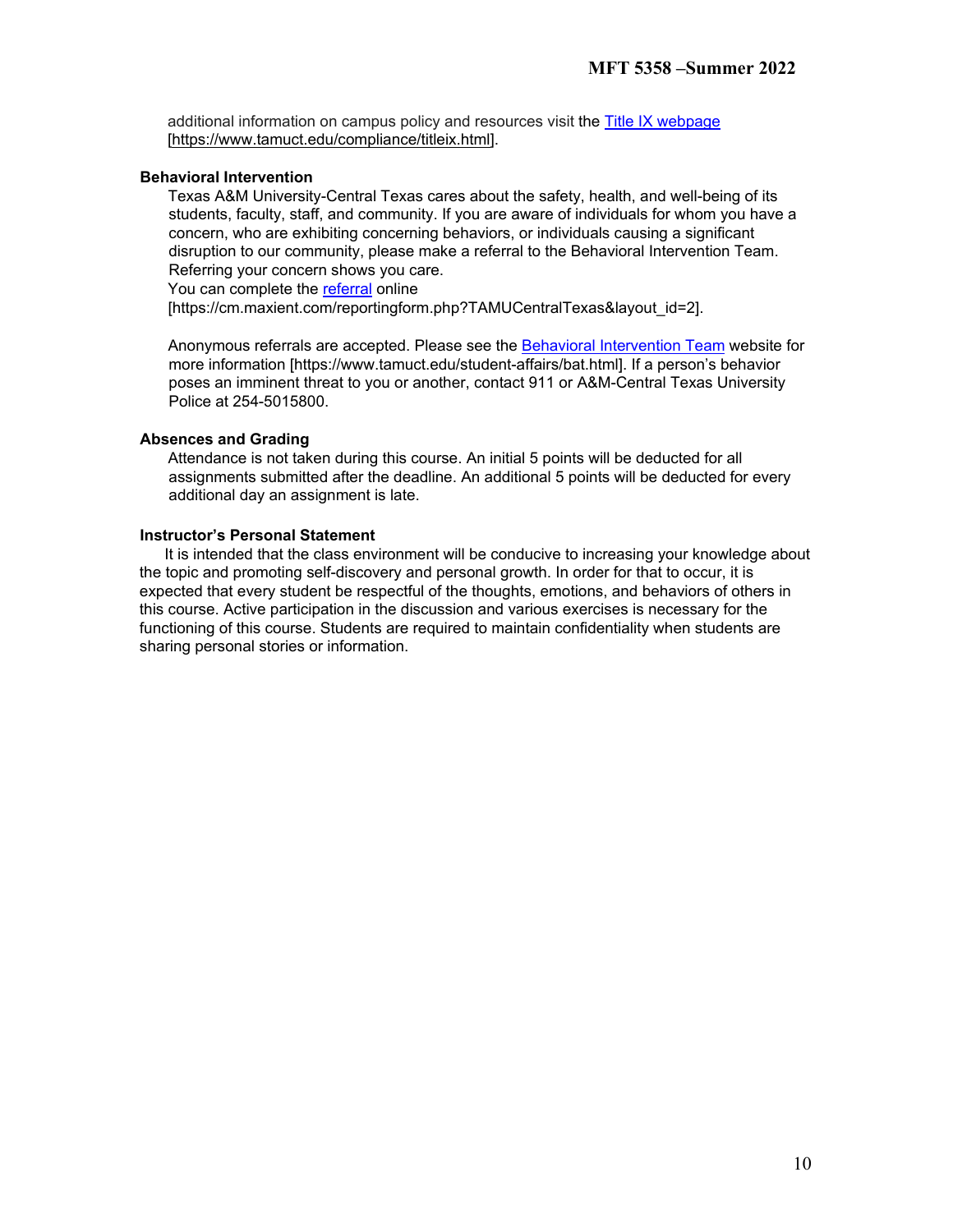additional information on campus policy and resources visit the [Title IX webpage](https://www.tamuct.edu/compliance/titleix.html) [https://www.tamuct.edu/compliance/titleix.html].

### Behavioral Intervention

Texas A&M University-Central Texas cares about the safety, health, and well-being of its students, faculty, staff, and community. If you are aware of individuals for whom you have a concern, who are exhibiting concerning behaviors, or individuals causing a significant disruption to our community, please make a referral to the Behavioral Intervention Team. Referring your concern shows you care.
You can complete the [referral](https://cm.maxient.com/reportingform.php?TAMUCentralTexas&layout_id=2) online [https://cm.maxient.com/reportingform.php?TAMUCentralTexas&layout_id=2].

Anonymous referrals are accepted. Please see the [Behavioral Intervention Team](https://www.tamuct.edu/student-affairs/bat.html) website for more information [https://www.tamuct.edu/student-affairs/bat.html]. If a person's behavior poses an imminent threat to you or another, contact 911 or A&M-Central Texas University Police at 254-5015800.

### Absences and Grading

Attendance is not taken during this course. An initial 5 points will be deducted for all assignments submitted after the deadline. An additional 5 points will be deducted for every additional day an assignment is late.

### Instructor's Personal Statement

It is intended that the class environment will be conducive to increasing your knowledge about the topic and promoting self-discovery and personal growth. In order for that to occur, it is expected that every student be respectful of the thoughts, emotions, and behaviors of others in this course. Active participation in the discussion and various exercises is necessary for the functioning of this course. Students are required to maintain confidentiality when students are sharing personal stories or information.